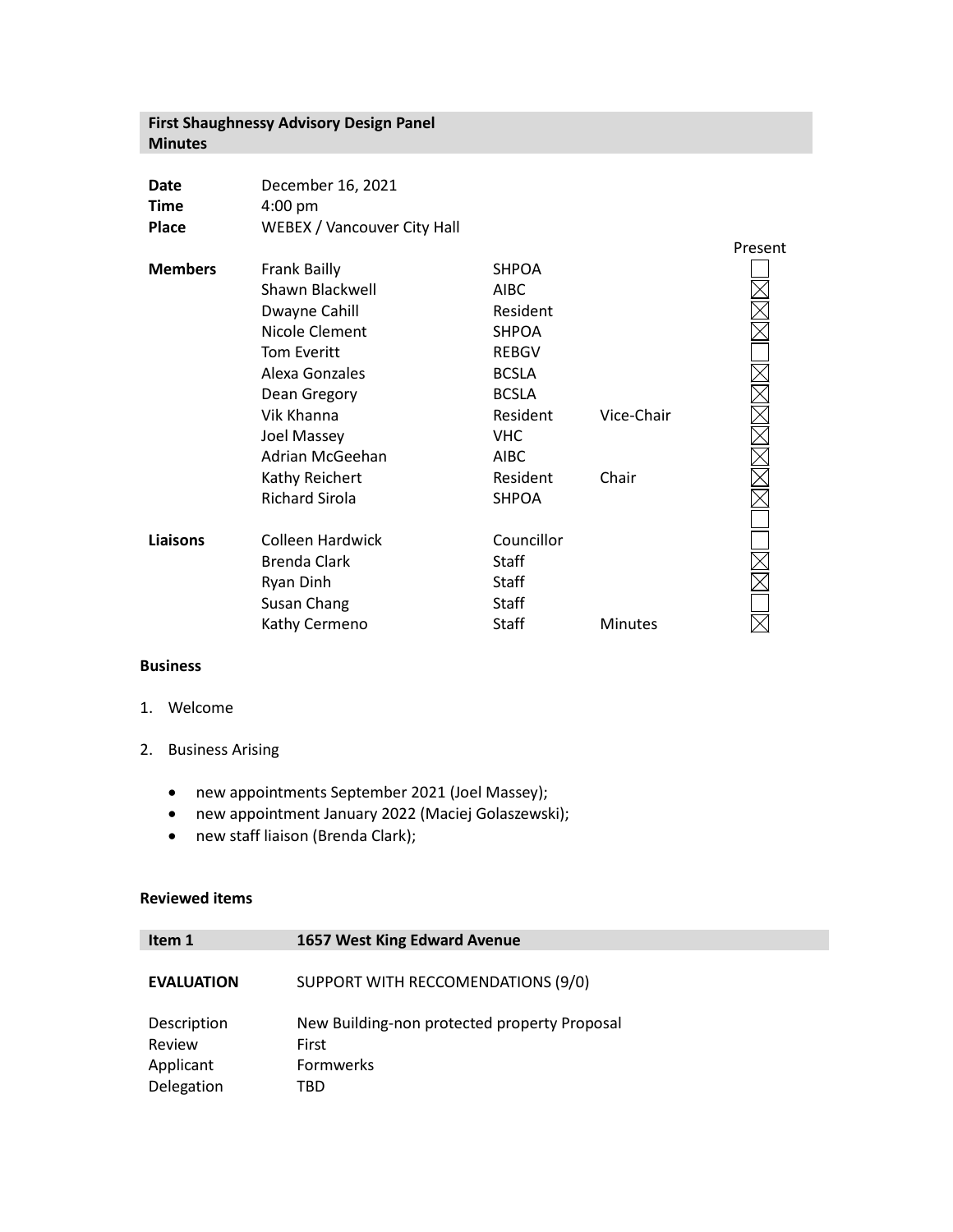# First Shaughnessy Advisory Design Panel Minutes

| | |
|---|---|
| **Date** | December 16, 2021 |
| **Time** | 4:00 pm |
| **Place** | WEBEX / Vancouver City Hall |

| | Name | Affiliation | Role | Present |
|---|---|---|---|---|
| **Members** | Frank Bailly | SHPOA | | ☐ |
| | Shawn Blackwell | AIBC | | ☒ |
| | Dwayne Cahill | Resident | | ☒ |
| | Nicole Clement | SHPOA | | ☒ |
| | Tom Everitt | REBGV | | ☐ |
| | Alexa Gonzales | BCSLA | | ☒ |
| | Dean Gregory | BCSLA | | ☒ |
| | Vik Khanna | Resident | Vice-Chair | ☒ |
| | Joel Massey | VHC | | ☒ |
| | Adrian McGeehan | AIBC | | ☒ |
| | Kathy Reichert | Resident | Chair | ☒ |
| | Richard Sirola | SHPOA | | ☒ |
| | | | | ☐ |
| **Liaisons** | Colleen Hardwick | Councillor | | ☐ |
| | Brenda Clark | Staff | | ☒ |
| | Ryan Dinh | Staff | | ☒ |
| | Susan Chang | Staff | | ☐ |
| | Kathy Cermeno | Staff | Minutes | ☒ |

## Business

1. Welcome
2. Business Arising
   - new appointments September 2021 (Joel Massey);
   - new appointment January 2022 (Maciej Golaszewski);
   - new staff liaison (Brenda Clark);

## Reviewed items

| **Item 1** | **1657 West King Edward Avenue** |
|---|---|
| **EVALUATION** | SUPPORT WITH RECCOMENDATIONS (9/0) |
| Description | New Building-non protected property Proposal |
| Review | First |
| Applicant | Formwerks |
| Delegation | TBD |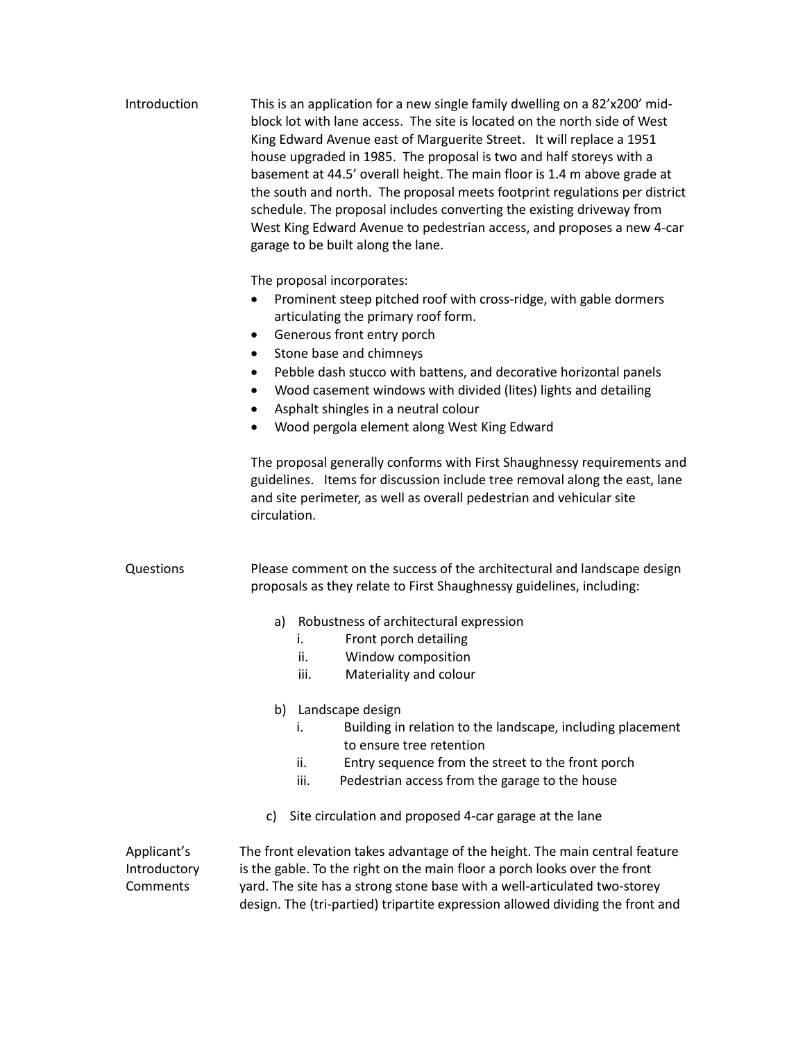**Introduction**

This is an application for a new single family dwelling on a 82'x200' mid-block lot with lane access. The site is located on the north side of West King Edward Avenue east of Marguerite Street. It will replace a 1951 house upgraded in 1985. The proposal is two and half storeys with a basement at 44.5' overall height. The main floor is 1.4 m above grade at the south and north. The proposal meets footprint regulations per district schedule. The proposal includes converting the existing driveway from West King Edward Avenue to pedestrian access, and proposes a new 4-car garage to be built along the lane.

The proposal incorporates:

- Prominent steep pitched roof with cross-ridge, with gable dormers articulating the primary roof form.
- Generous front entry porch
- Stone base and chimneys
- Pebble dash stucco with battens, and decorative horizontal panels
- Wood casement windows with divided (lites) lights and detailing
- Asphalt shingles in a neutral colour
- Wood pergola element along West King Edward

The proposal generally conforms with First Shaughnessy requirements and guidelines. Items for discussion include tree removal along the east, lane and site perimeter, as well as overall pedestrian and vehicular site circulation.

**Questions**

Please comment on the success of the architectural and landscape design proposals as they relate to First Shaughnessy guidelines, including:

a) Robustness of architectural expression
   i. Front porch detailing
   ii. Window composition
   iii. Materiality and colour

b) Landscape design
   i. Building in relation to the landscape, including placement to ensure tree retention
   ii. Entry sequence from the street to the front porch
   iii. Pedestrian access from the garage to the house

c) Site circulation and proposed 4-car garage at the lane

**Applicant's Introductory Comments**

The front elevation takes advantage of the height. The main central feature is the gable. To the right on the main floor a porch looks over the front yard. The site has a strong stone base with a well-articulated two-storey design. The (tri-partied) tripartite expression allowed dividing the front and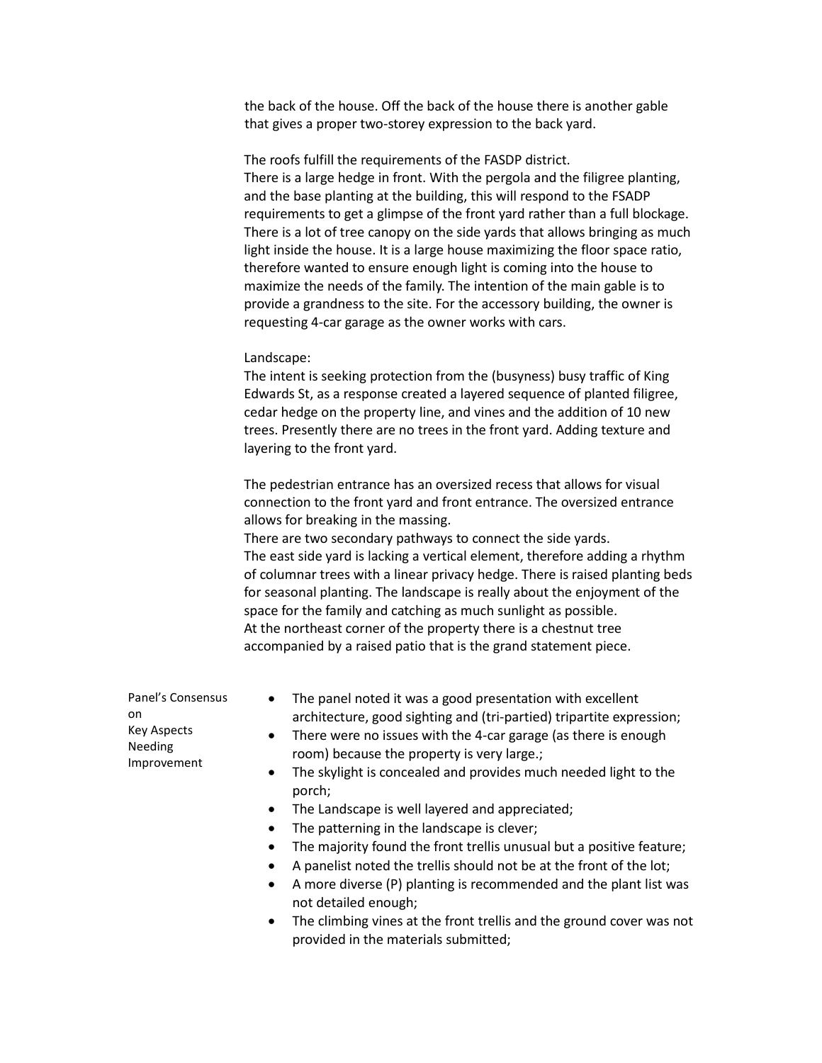the back of the house. Off the back of the house there is another gable that gives a proper two-storey expression to the back yard.

The roofs fulfill the requirements of the FASDP district.
There is a large hedge in front. With the pergola and the filigree planting, and the base planting at the building, this will respond to the FSADP requirements to get a glimpse of the front yard rather than a full blockage. There is a lot of tree canopy on the side yards that allows bringing as much light inside the house. It is a large house maximizing the floor space ratio, therefore wanted to ensure enough light is coming into the house to maximize the needs of the family. The intention of the main gable is to provide a grandness to the site. For the accessory building, the owner is requesting 4-car garage as the owner works with cars.

Landscape:
The intent is seeking protection from the (busyness) busy traffic of King Edwards St, as a response created a layered sequence of planted filigree, cedar hedge on the property line, and vines and the addition of 10 new trees. Presently there are no trees in the front yard. Adding texture and layering to the front yard.

The pedestrian entrance has an oversized recess that allows for visual connection to the front yard and front entrance. The oversized entrance allows for breaking in the massing.
There are two secondary pathways to connect the side yards.
The east side yard is lacking a vertical element, therefore adding a rhythm of columnar trees with a linear privacy hedge. There is raised planting beds for seasonal planting. The landscape is really about the enjoyment of the space for the family and catching as much sunlight as possible.
At the northeast corner of the property there is a chestnut tree accompanied by a raised patio that is the grand statement piece.

Panel's Consensus on Key Aspects Needing Improvement

- The panel noted it was a good presentation with excellent architecture, good sighting and (tri-partied) tripartite expression;
- There were no issues with the 4-car garage (as there is enough room) because the property is very large.;
- The skylight is concealed and provides much needed light to the porch;
- The Landscape is well layered and appreciated;
- The patterning in the landscape is clever;
- The majority found the front trellis unusual but a positive feature;
- A panelist noted the trellis should not be at the front of the lot;
- A more diverse (P) planting is recommended and the plant list was not detailed enough;
- The climbing vines at the front trellis and the ground cover was not provided in the materials submitted;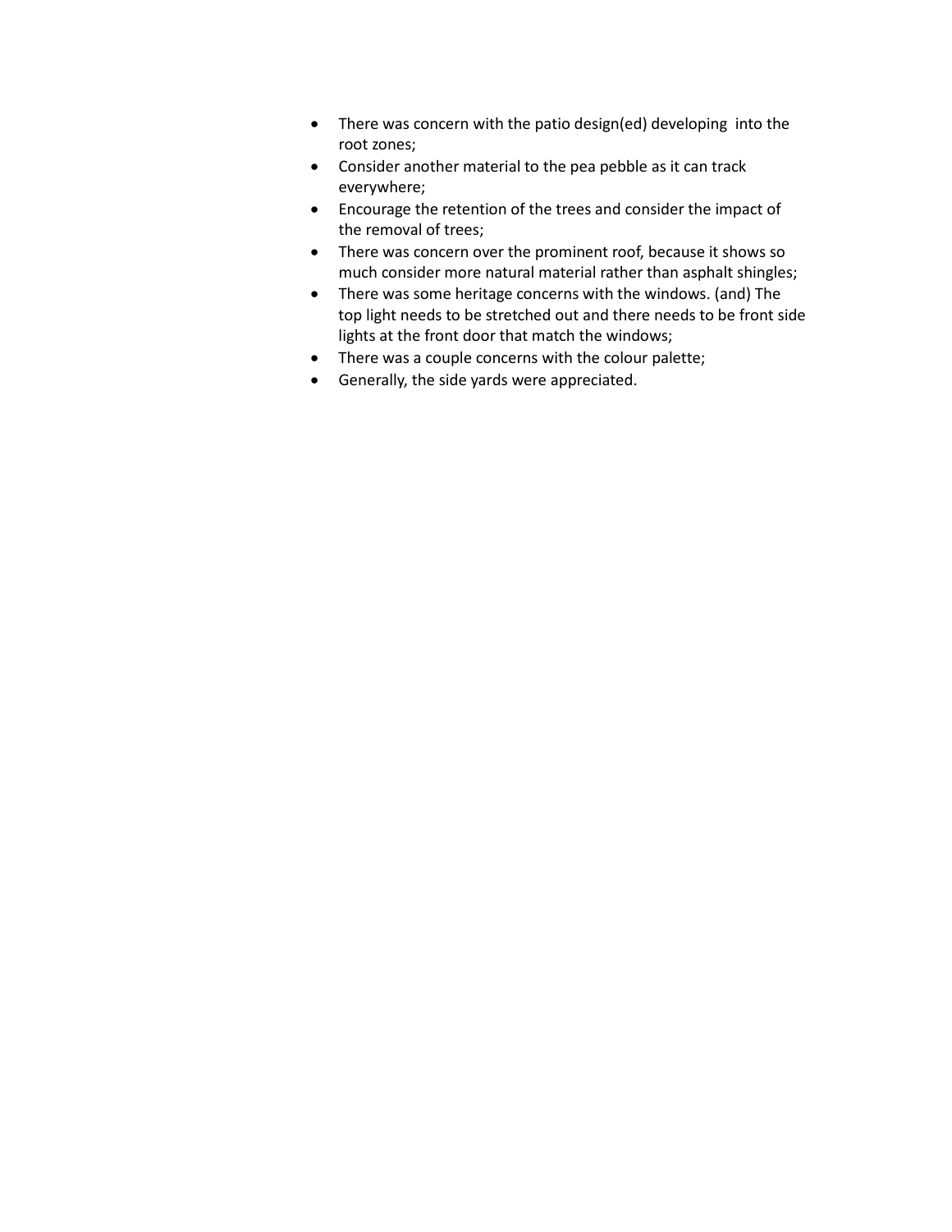- There was concern with the patio design(ed) developing  into the root zones;
- Consider another material to the pea pebble as it can track everywhere;
- Encourage the retention of the trees and consider the impact of the removal of trees;
- There was concern over the prominent roof, because it shows so much consider more natural material rather than asphalt shingles;
- There was some heritage concerns with the windows. (and) The top light needs to be stretched out and there needs to be front side lights at the front door that match the windows;
- There was a couple concerns with the colour palette;
- Generally, the side yards were appreciated.